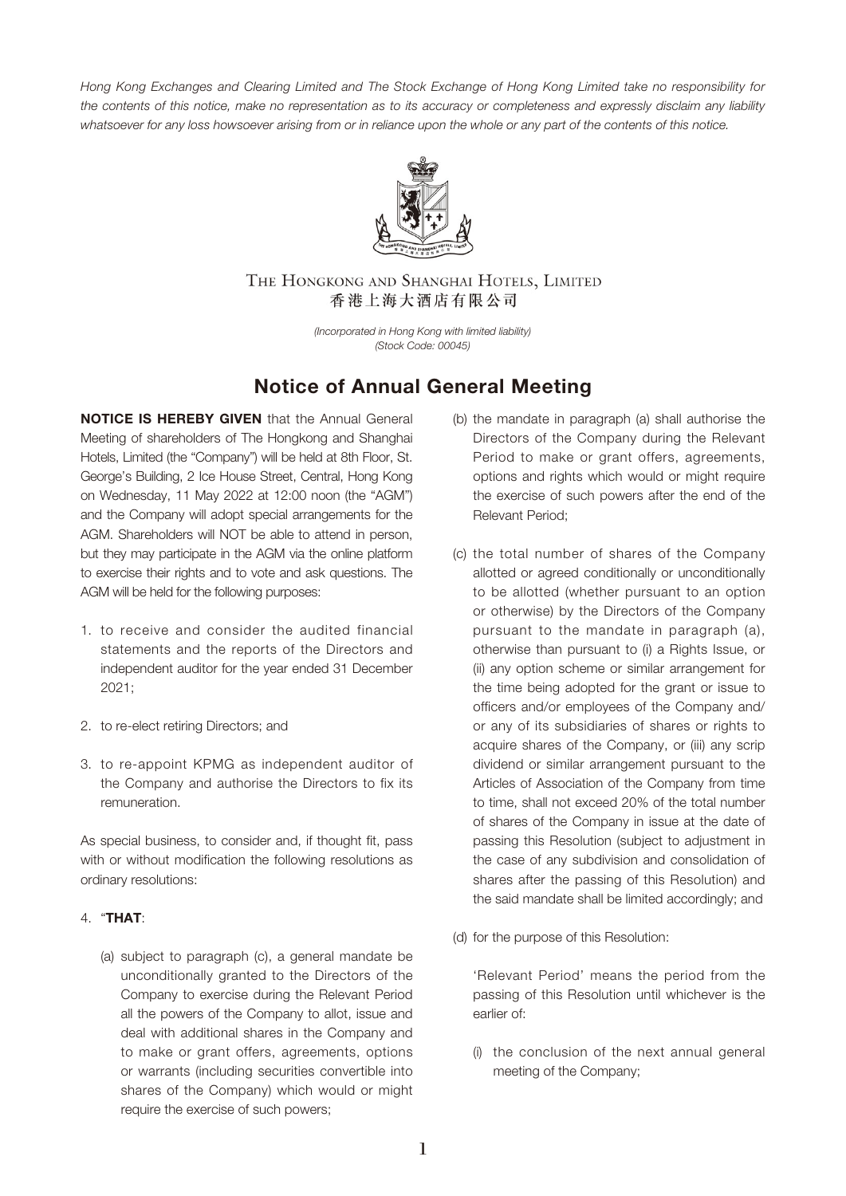*Hong Kong Exchanges and Clearing Limited and The Stock Exchange of Hong Kong Limited take no responsibility for the contents of this notice, make no representation as to its accuracy or completeness and expressly disclaim any liability whatsoever for any loss howsoever arising from or in reliance upon the whole or any part of the contents of this notice.*

THE HONGKONG AND SHANGHAI HOTELS, LIMITED
香港上海大酒店有限公司

*(Incorporated in Hong Kong with limited liability)*
*(Stock Code: 00045)*

# Notice of Annual General Meeting

**NOTICE IS HEREBY GIVEN** that the Annual General Meeting of shareholders of The Hongkong and Shanghai Hotels, Limited (the "Company") will be held at 8th Floor, St. George's Building, 2 Ice House Street, Central, Hong Kong on Wednesday, 11 May 2022 at 12:00 noon (the "AGM") and the Company will adopt special arrangements for the AGM. Shareholders will NOT be able to attend in person, but they may participate in the AGM via the online platform to exercise their rights and to vote and ask questions. The AGM will be held for the following purposes:

1. to receive and consider the audited financial statements and the reports of the Directors and independent auditor for the year ended 31 December 2021;
2. to re-elect retiring Directors; and
3. to re-appoint KPMG as independent auditor of the Company and authorise the Directors to fix its remuneration.

As special business, to consider and, if thought fit, pass with or without modification the following resolutions as ordinary resolutions:

4. "**THAT**:

   (a) subject to paragraph (c), a general mandate be unconditionally granted to the Directors of the Company to exercise during the Relevant Period all the powers of the Company to allot, issue and deal with additional shares in the Company and to make or grant offers, agreements, options or warrants (including securities convertible into shares of the Company) which would or might require the exercise of such powers;

   (b) the mandate in paragraph (a) shall authorise the Directors of the Company during the Relevant Period to make or grant offers, agreements, options and rights which would or might require the exercise of such powers after the end of the Relevant Period;

   (c) the total number of shares of the Company allotted or agreed conditionally or unconditionally to be allotted (whether pursuant to an option or otherwise) by the Directors of the Company pursuant to the mandate in paragraph (a), otherwise than pursuant to (i) a Rights Issue, or (ii) any option scheme or similar arrangement for the time being adopted for the grant or issue to officers and/or employees of the Company and/or any of its subsidiaries of shares or rights to acquire shares of the Company, or (iii) any scrip dividend or similar arrangement pursuant to the Articles of Association of the Company from time to time, shall not exceed 20% of the total number of shares of the Company in issue at the date of passing this Resolution (subject to adjustment in the case of any subdivision and consolidation of shares after the passing of this Resolution) and the said mandate shall be limited accordingly; and

   (d) for the purpose of this Resolution:

   'Relevant Period' means the period from the passing of this Resolution until whichever is the earlier of:

   (i) the conclusion of the next annual general meeting of the Company;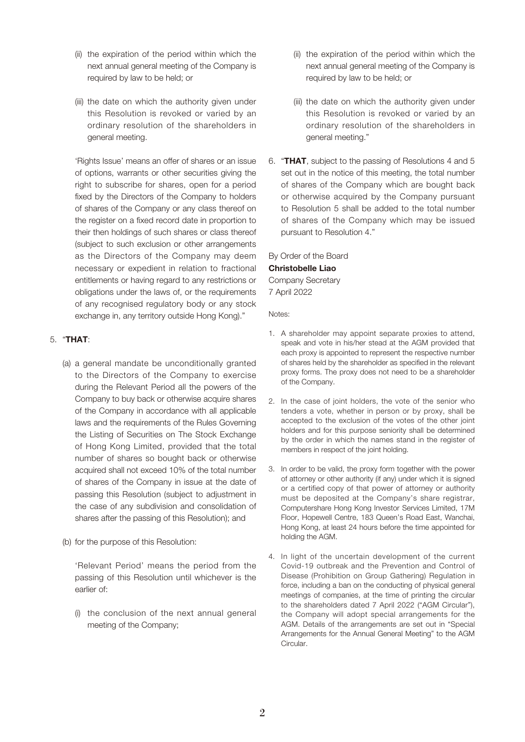(ii) the expiration of the period within which the next annual general meeting of the Company is required by law to be held; or

(iii) the date on which the authority given under this Resolution is revoked or varied by an ordinary resolution of the shareholders in general meeting.

'Rights Issue' means an offer of shares or an issue of options, warrants or other securities giving the right to subscribe for shares, open for a period fixed by the Directors of the Company to holders of shares of the Company or any class thereof on the register on a fixed record date in proportion to their then holdings of such shares or class thereof (subject to such exclusion or other arrangements as the Directors of the Company may deem necessary or expedient in relation to fractional entitlements or having regard to any restrictions or obligations under the laws of, or the requirements of any recognised regulatory body or any stock exchange in, any territory outside Hong Kong)."

5. "**THAT**:

   (a) a general mandate be unconditionally granted to the Directors of the Company to exercise during the Relevant Period all the powers of the Company to buy back or otherwise acquire shares of the Company in accordance with all applicable laws and the requirements of the Rules Governing the Listing of Securities on The Stock Exchange of Hong Kong Limited, provided that the total number of shares so bought back or otherwise acquired shall not exceed 10% of the total number of shares of the Company in issue at the date of passing this Resolution (subject to adjustment in the case of any subdivision and consolidation of shares after the passing of this Resolution); and

   (b) for the purpose of this Resolution:

   'Relevant Period' means the period from the passing of this Resolution until whichever is the earlier of:

   (i) the conclusion of the next annual general meeting of the Company;

   (ii) the expiration of the period within which the next annual general meeting of the Company is required by law to be held; or

   (iii) the date on which the authority given under this Resolution is revoked or varied by an ordinary resolution of the shareholders in general meeting."

6. "**THAT**, subject to the passing of Resolutions 4 and 5 set out in the notice of this meeting, the total number of shares of the Company which are bought back or otherwise acquired by the Company pursuant to Resolution 5 shall be added to the total number of shares of the Company which may be issued pursuant to Resolution 4."

By Order of the Board
**Christobelle Liao**
Company Secretary
7 April 2022

Notes:

1. A shareholder may appoint separate proxies to attend, speak and vote in his/her stead at the AGM provided that each proxy is appointed to represent the respective number of shares held by the shareholder as specified in the relevant proxy forms. The proxy does not need to be a shareholder of the Company.

2. In the case of joint holders, the vote of the senior who tenders a vote, whether in person or by proxy, shall be accepted to the exclusion of the votes of the other joint holders and for this purpose seniority shall be determined by the order in which the names stand in the register of members in respect of the joint holding.

3. In order to be valid, the proxy form together with the power of attorney or other authority (if any) under which it is signed or a certified copy of that power of attorney or authority must be deposited at the Company's share registrar, Computershare Hong Kong Investor Services Limited, 17M Floor, Hopewell Centre, 183 Queen's Road East, Wanchai, Hong Kong, at least 24 hours before the time appointed for holding the AGM.

4. In light of the uncertain development of the current Covid-19 outbreak and the Prevention and Control of Disease (Prohibition on Group Gathering) Regulation in force, including a ban on the conducting of physical general meetings of companies, at the time of printing the circular to the shareholders dated 7 April 2022 ("AGM Circular"), the Company will adopt special arrangements for the AGM. Details of the arrangements are set out in "Special Arrangements for the Annual General Meeting" to the AGM Circular.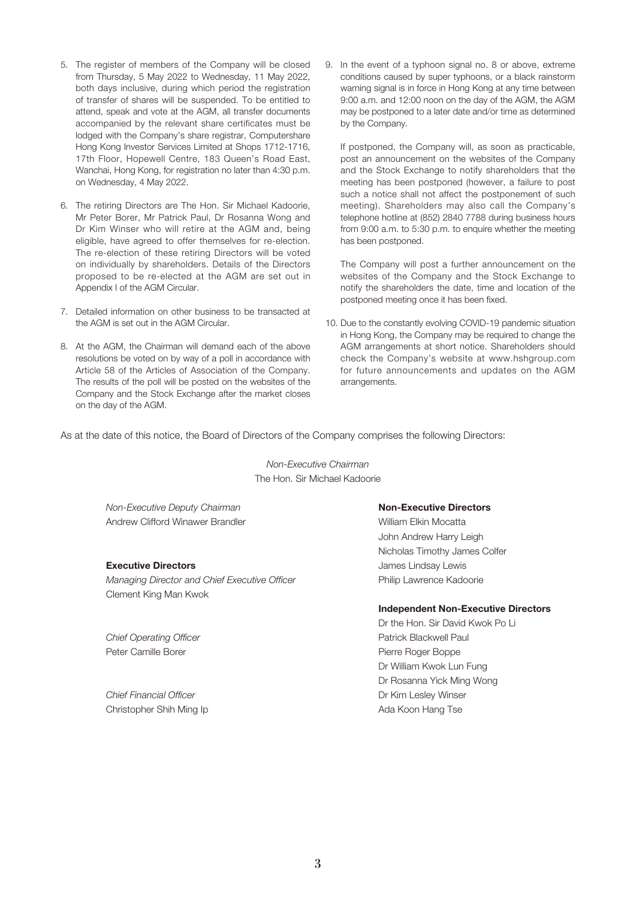5. The register of members of the Company will be closed from Thursday, 5 May 2022 to Wednesday, 11 May 2022, both days inclusive, during which period the registration of transfer of shares will be suspended. To be entitled to attend, speak and vote at the AGM, all transfer documents accompanied by the relevant share certificates must be lodged with the Company's share registrar, Computershare Hong Kong Investor Services Limited at Shops 1712-1716, 17th Floor, Hopewell Centre, 183 Queen's Road East, Wanchai, Hong Kong, for registration no later than 4:30 p.m. on Wednesday, 4 May 2022.

6. The retiring Directors are The Hon. Sir Michael Kadoorie, Mr Peter Borer, Mr Patrick Paul, Dr Rosanna Wong and Dr Kim Winser who will retire at the AGM and, being eligible, have agreed to offer themselves for re-election. The re-election of these retiring Directors will be voted on individually by shareholders. Details of the Directors proposed to be re-elected at the AGM are set out in Appendix I of the AGM Circular.

7. Detailed information on other business to be transacted at the AGM is set out in the AGM Circular.

8. At the AGM, the Chairman will demand each of the above resolutions be voted on by way of a poll in accordance with Article 58 of the Articles of Association of the Company. The results of the poll will be posted on the websites of the Company and the Stock Exchange after the market closes on the day of the AGM.

9. In the event of a typhoon signal no. 8 or above, extreme conditions caused by super typhoons, or a black rainstorm warning signal is in force in Hong Kong at any time between 9:00 a.m. and 12:00 noon on the day of the AGM, the AGM may be postponed to a later date and/or time as determined by the Company.

   If postponed, the Company will, as soon as practicable, post an announcement on the websites of the Company and the Stock Exchange to notify shareholders that the meeting has been postponed (however, a failure to post such a notice shall not affect the postponement of such meeting). Shareholders may also call the Company's telephone hotline at (852) 2840 7788 during business hours from 9:00 a.m. to 5:30 p.m. to enquire whether the meeting has been postponed.

   The Company will post a further announcement on the websites of the Company and the Stock Exchange to notify the shareholders the date, time and location of the postponed meeting once it has been fixed.

10. Due to the constantly evolving COVID-19 pandemic situation in Hong Kong, the Company may be required to change the AGM arrangements at short notice. Shareholders should check the Company's website at www.hshgroup.com for future announcements and updates on the AGM arrangements.

As at the date of this notice, the Board of Directors of the Company comprises the following Directors:

*Non-Executive Chairman*
The Hon. Sir Michael Kadoorie

*Non-Executive Deputy Chairman*
Andrew Clifford Winawer Brandler

**Executive Directors**

*Managing Director and Chief Executive Officer*
Clement King Man Kwok

*Chief Operating Officer*
Peter Camille Borer

*Chief Financial Officer*
Christopher Shih Ming Ip

**Non-Executive Directors**

William Elkin Mocatta
John Andrew Harry Leigh
Nicholas Timothy James Colfer
James Lindsay Lewis
Philip Lawrence Kadoorie

**Independent Non-Executive Directors**

Dr the Hon. Sir David Kwok Po Li
Patrick Blackwell Paul
Pierre Roger Boppe
Dr William Kwok Lun Fung
Dr Rosanna Yick Ming Wong
Dr Kim Lesley Winser
Ada Koon Hang Tse